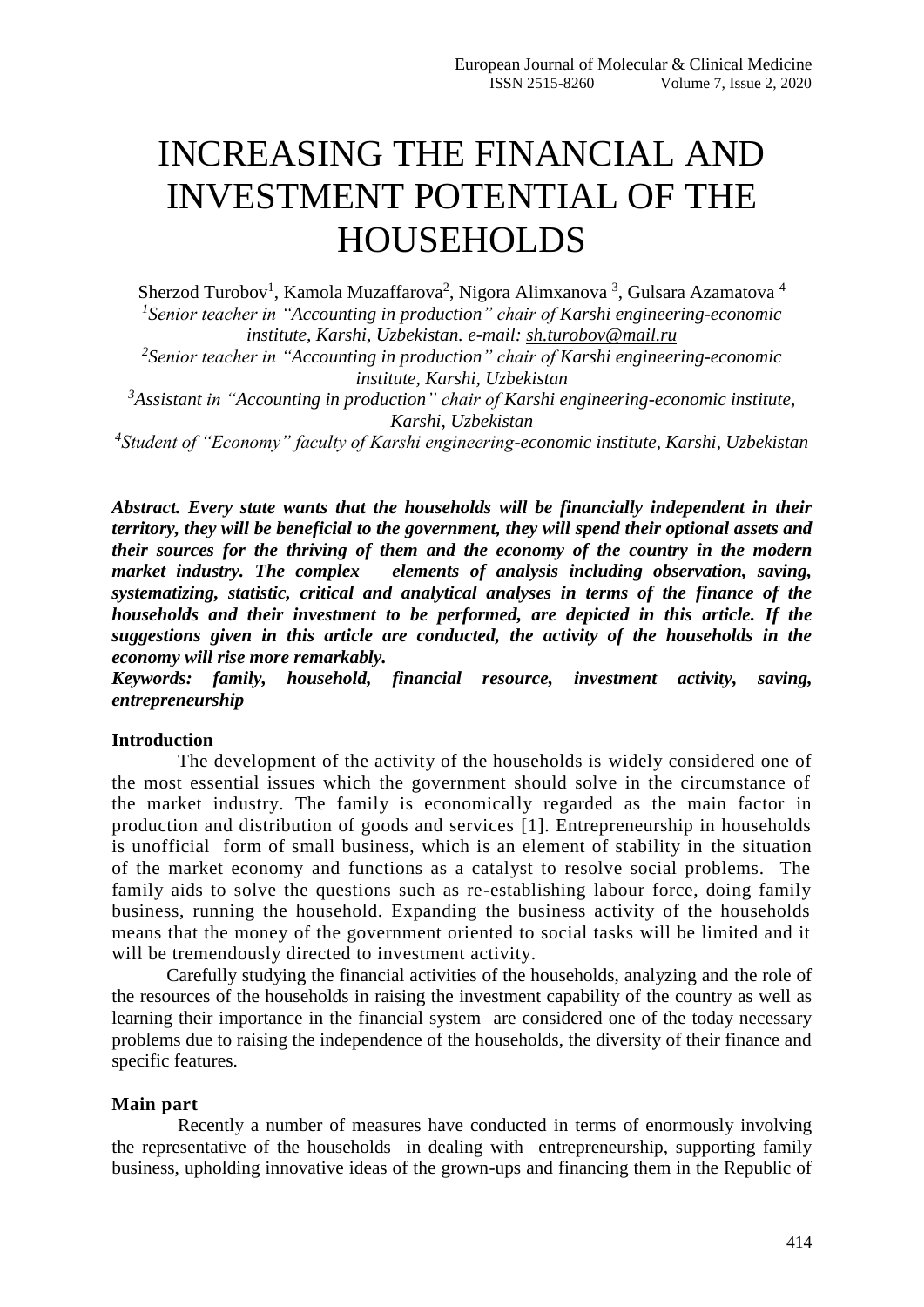# INCREASING THE FINANCIAL AND INVESTMENT POTENTIAL OF THE HOUSEHOLDS

Sherzod Turobov[1], Kamola Muzaffarova[2], Nigora Alimxanova [3], Gulsara Azamatova [4]

[1]*Senior teacher in "Accounting in production" chair of Karshi engineering-economic institute, Karshi, Uzbekistan. e-mail: sh.turobov@mail.ru*

[2]*Senior teacher in "Accounting in production" chair of Karshi engineering-economic institute, Karshi, Uzbekistan*

[3]*Assistant in "Accounting in production" chair of Karshi engineering-economic institute, Karshi, Uzbekistan*

[4]*Student of "Economy" faculty of Karshi engineering-economic institute, Karshi, Uzbekistan*

***Abstract. Every state wants that the households will be financially independent in their territory, they will be beneficial to the government, they will spend their optional assets and their sources for the thriving of them and the economy of the country in the modern market industry. The complex elements of analysis including observation, saving, systematizing, statistic, critical and analytical analyses in terms of the finance of the households and their investment to be performed, are depicted in this article. If the suggestions given in this article are conducted, the activity of the households in the economy will rise more remarkably.***

***Keywords: family, household, financial resource, investment activity, saving, entrepreneurship***

**Introduction**

The development of the activity of the households is widely considered one of the most essential issues which the government should solve in the circumstance of the market industry. The family is economically regarded as the main factor in production and distribution of goods and services [1]. Entrepreneurship in households is unofficial form of small business, which is an element of stability in the situation of the market economy and functions as a catalyst to resolve social problems. The family aids to solve the questions such as re-establishing labour force, doing family business, running the household. Expanding the business activity of the households means that the money of the government oriented to social tasks will be limited and it will be tremendously directed to investment activity.

Carefully studying the financial activities of the households, analyzing and the role of the resources of the households in raising the investment capability of the country as well as learning their importance in the financial system are considered one of the today necessary problems due to raising the independence of the households, the diversity of their finance and specific features.

**Main part**

Recently a number of measures have conducted in terms of enormously involving the representative of the households in dealing with entrepreneurship, supporting family business, upholding innovative ideas of the grown-ups and financing them in the Republic of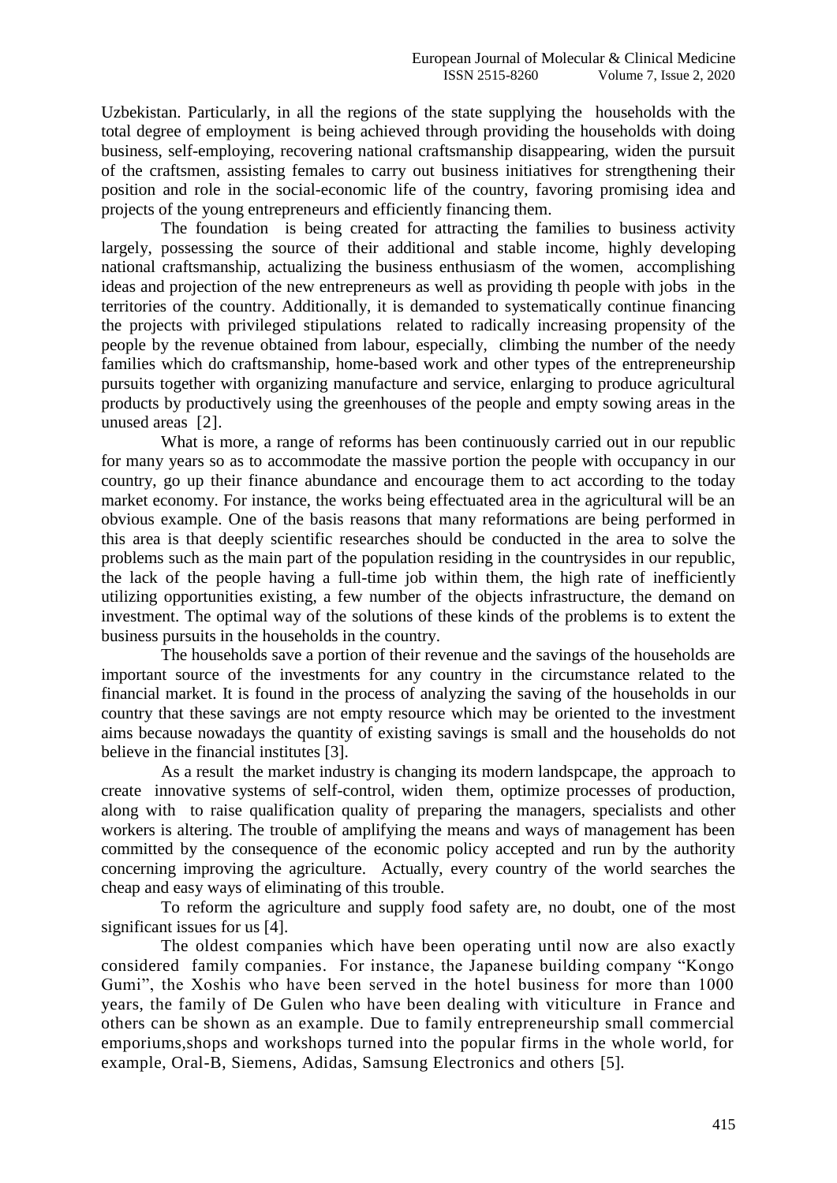Uzbekistan. Particularly, in all the regions of the state supplying the households with the total degree of employment is being achieved through providing the households with doing business, self-employing, recovering national craftsmanship disappearing, widen the pursuit of the craftsmen, assisting females to carry out business initiatives for strengthening their position and role in the social-economic life of the country, favoring promising idea and projects of the young entrepreneurs and efficiently financing them.

The foundation is being created for attracting the families to business activity largely, possessing the source of their additional and stable income, highly developing national craftsmanship, actualizing the business enthusiasm of the women, accomplishing ideas and projection of the new entrepreneurs as well as providing th people with jobs in the territories of the country. Additionally, it is demanded to systematically continue financing the projects with privileged stipulations related to radically increasing propensity of the people by the revenue obtained from labour, especially, climbing the number of the needy families which do craftsmanship, home-based work and other types of the entrepreneurship pursuits together with organizing manufacture and service, enlarging to produce agricultural products by productively using the greenhouses of the people and empty sowing areas in the unused areas [2].

What is more, a range of reforms has been continuously carried out in our republic for many years so as to accommodate the massive portion the people with occupancy in our country, go up their finance abundance and encourage them to act according to the today market economy. For instance, the works being effectuated area in the agricultural will be an obvious example. One of the basis reasons that many reformations are being performed in this area is that deeply scientific researches should be conducted in the area to solve the problems such as the main part of the population residing in the countrysides in our republic, the lack of the people having a full-time job within them, the high rate of inefficiently utilizing opportunities existing, a few number of the objects infrastructure, the demand on investment. The optimal way of the solutions of these kinds of the problems is to extent the business pursuits in the households in the country.

The households save a portion of their revenue and the savings of the households are important source of the investments for any country in the circumstance related to the financial market. It is found in the process of analyzing the saving of the households in our country that these savings are not empty resource which may be oriented to the investment aims because nowadays the quantity of existing savings is small and the households do not believe in the financial institutes [3].

As a result the market industry is changing its modern landspcape, the approach to create innovative systems of self-control, widen them, optimize processes of production, along with to raise qualification quality of preparing the managers, specialists and other workers is altering. The trouble of amplifying the means and ways of management has been committed by the consequence of the economic policy accepted and run by the authority concerning improving the agriculture. Actually, every country of the world searches the cheap and easy ways of eliminating of this trouble.

To reform the agriculture and supply food safety are, no doubt, one of the most significant issues for us [4].

The oldest companies which have been operating until now are also exactly considered family companies. For instance, the Japanese building company "Kongo Gumi", the Xoshis who have been served in the hotel business for more than 1000 years, the family of De Gulen who have been dealing with viticulture in France and others can be shown as an example. Due to family entrepreneurship small commercial emporiums,shops and workshops turned into the popular firms in the whole world, for example, Oral-B, Siemens, Adidas, Samsung Electronics and others [5].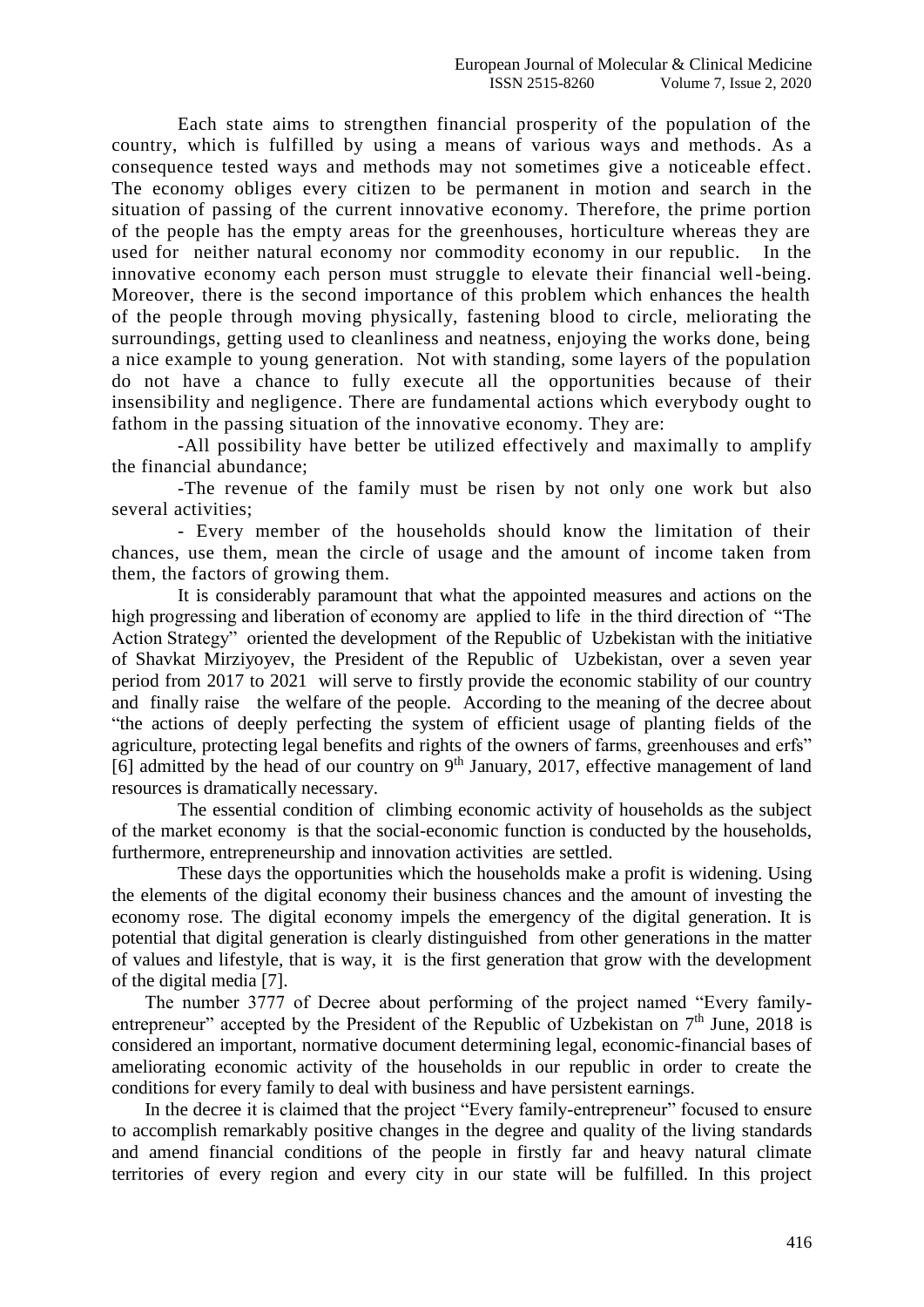Each state aims to strengthen financial prosperity of the population of the country, which is fulfilled by using a means of various ways and methods. As a consequence tested ways and methods may not sometimes give a noticeable effect. The economy obliges every citizen to be permanent in motion and search in the situation of passing of the current innovative economy. Therefore, the prime portion of the people has the empty areas for the greenhouses, horticulture whereas they are used for neither natural economy nor commodity economy in our republic. In the innovative economy each person must struggle to elevate their financial well-being. Moreover, there is the second importance of this problem which enhances the health of the people through moving physically, fastening blood to circle, meliorating the surroundings, getting used to cleanliness and neatness, enjoying the works done, being a nice example to young generation. Not with standing, some layers of the population do not have a chance to fully execute all the opportunities because of their insensibility and negligence. There are fundamental actions which everybody ought to fathom in the passing situation of the innovative economy. They are:

-All possibility have better be utilized effectively and maximally to amplify the financial abundance;

-The revenue of the family must be risen by not only one work but also several activities;

- Every member of the households should know the limitation of their chances, use them, mean the circle of usage and the amount of income taken from them, the factors of growing them.

It is considerably paramount that what the appointed measures and actions on the high progressing and liberation of economy are applied to life in the third direction of "The Action Strategy" oriented the development of the Republic of Uzbekistan with the initiative of Shavkat Mirziyoyev, the President of the Republic of Uzbekistan, over a seven year period from 2017 to 2021 will serve to firstly provide the economic stability of our country and finally raise the welfare of the people. According to the meaning of the decree about "the actions of deeply perfecting the system of efficient usage of planting fields of the agriculture, protecting legal benefits and rights of the owners of farms, greenhouses and erfs" [6] admitted by the head of our country on 9th January, 2017, effective management of land resources is dramatically necessary.

The essential condition of climbing economic activity of households as the subject of the market economy is that the social-economic function is conducted by the households, furthermore, entrepreneurship and innovation activities are settled.

These days the opportunities which the households make a profit is widening. Using the elements of the digital economy their business chances and the amount of investing the economy rose. The digital economy impels the emergency of the digital generation. It is potential that digital generation is clearly distinguished from other generations in the matter of values and lifestyle, that is way, it is the first generation that grow with the development of the digital media [7].

The number 3777 of Decree about performing of the project named "Every family-entrepreneur" accepted by the President of the Republic of Uzbekistan on 7th June, 2018 is considered an important, normative document determining legal, economic-financial bases of ameliorating economic activity of the households in our republic in order to create the conditions for every family to deal with business and have persistent earnings.

In the decree it is claimed that the project "Every family-entrepreneur" focused to ensure to accomplish remarkably positive changes in the degree and quality of the living standards and amend financial conditions of the people in firstly far and heavy natural climate territories of every region and every city in our state will be fulfilled. In this project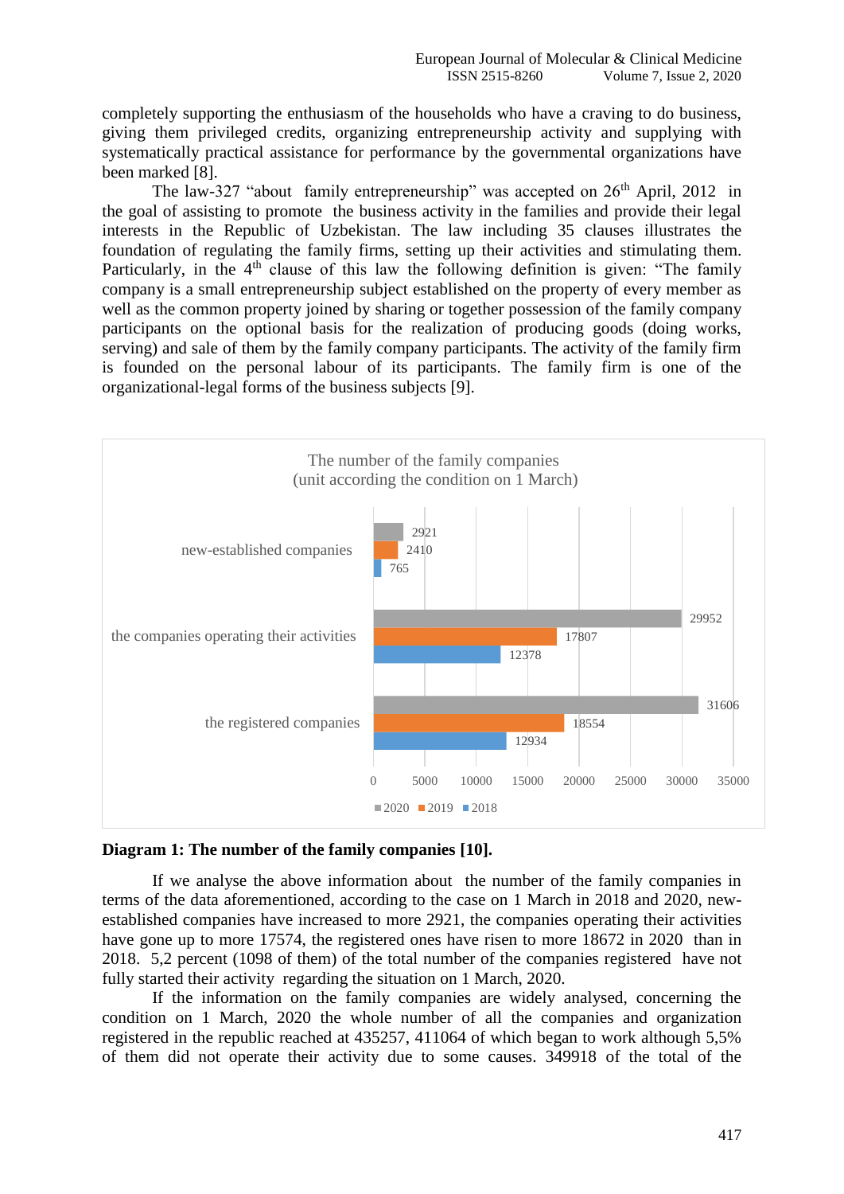completely supporting the enthusiasm of the households who have a craving to do business, giving them privileged credits, organizing entrepreneurship activity and supplying with systematically practical assistance for performance by the governmental organizations have been marked [8].

The law-327 "about family entrepreneurship" was accepted on 26th April, 2012 in the goal of assisting to promote the business activity in the families and provide their legal interests in the Republic of Uzbekistan. The law including 35 clauses illustrates the foundation of regulating the family firms, setting up their activities and stimulating them. Particularly, in the 4th clause of this law the following definition is given: "The family company is a small entrepreneurship subject established on the property of every member as well as the common property joined by sharing or together possession of the family company participants on the optional basis for the realization of producing goods (doing works, serving) and sale of them by the family company participants. The activity of the family firm is founded on the personal labour of its participants. The family firm is one of the organizational-legal forms of the business subjects [9].

The number of the family companies
(unit according the condition on 1 March)

| | 2018 | 2019 | 2020 |
|---|---|---|---|
| new-established companies | 765 | 2410 | 2921 |
| the companies operating their activities | 12378 | 17807 | 29952 |
| the registered companies | 12934 | 18554 | 31606 |

**Diagram 1: The number of the family companies [10].**

If we analyse the above information about the number of the family companies in terms of the data aforementioned, according to the case on 1 March in 2018 and 2020, new-established companies have increased to more 2921, the companies operating their activities have gone up to more 17574, the registered ones have risen to more 18672 in 2020 than in 2018. 5,2 percent (1098 of them) of the total number of the companies registered have not fully started their activity regarding the situation on 1 March, 2020.

If the information on the family companies are widely analysed, concerning the condition on 1 March, 2020 the whole number of all the companies and organization registered in the republic reached at 435257, 411064 of which began to work although 5,5% of them did not operate their activity due to some causes. 349918 of the total of the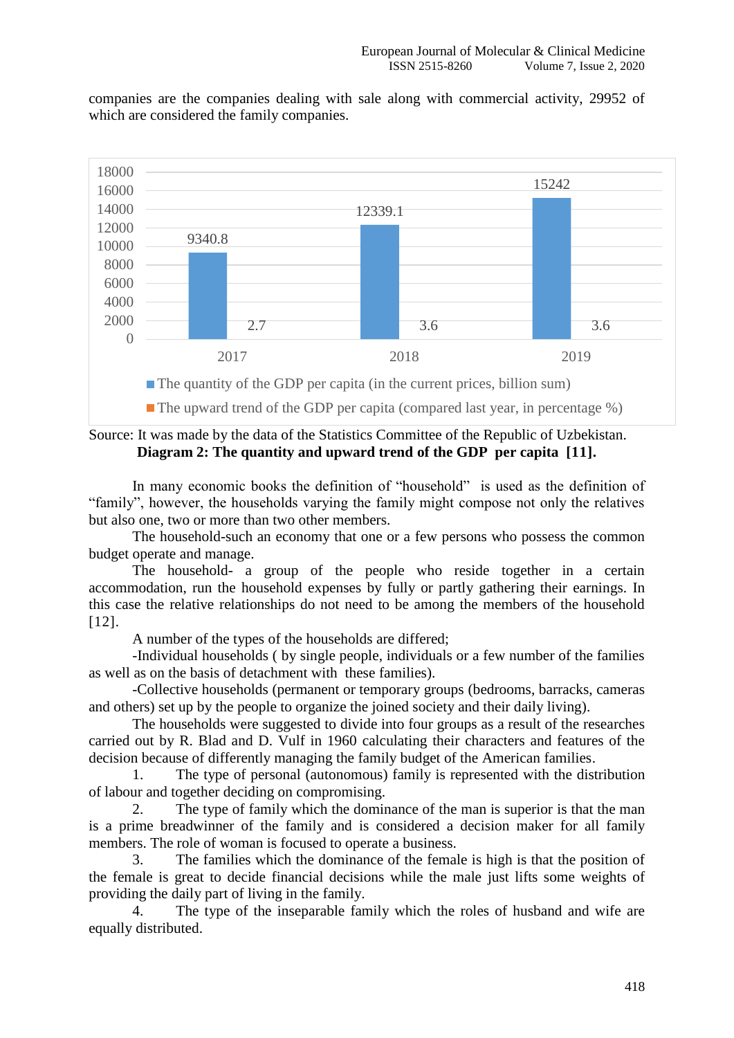companies are the companies dealing with sale along with commercial activity, 29952 of which are considered the family companies.

| | 2017 | 2018 | 2019 |
|---|---|---|---|
| The quantity of the GDP per capita (in the current prices, billion sum) | 9340.8 | 12339.1 | 15242 |
| The upward trend of the GDP per capita (compared last year, in percentage %) | 2.7 | 3.6 | 3.6 |

Source: It was made by the data of the Statistics Committee of the Republic of Uzbekistan.

**Diagram 2: The quantity and upward trend of the GDP per capita [11].**

In many economic books the definition of "household" is used as the definition of "family", however, the households varying the family might compose not only the relatives but also one, two or more than two other members.

The household-such an economy that one or a few persons who possess the common budget operate and manage.

The household- a group of the people who reside together in a certain accommodation, run the household expenses by fully or partly gathering their earnings. In this case the relative relationships do not need to be among the members of the household [12].

A number of the types of the households are differed;

-Individual households ( by single people, individuals or a few number of the families as well as on the basis of detachment with these families).

-Collective households (permanent or temporary groups (bedrooms, barracks, cameras and others) set up by the people to organize the joined society and their daily living).

The households were suggested to divide into four groups as a result of the researches carried out by R. Blad and D. Vulf in 1960 calculating their characters and features of the decision because of differently managing the family budget of the American families.

1. The type of personal (autonomous) family is represented with the distribution of labour and together deciding on compromising.
2. The type of family which the dominance of the man is superior is that the man is a prime breadwinner of the family and is considered a decision maker for all family members. The role of woman is focused to operate a business.
3. The families which the dominance of the female is high is that the position of the female is great to decide financial decisions while the male just lifts some weights of providing the daily part of living in the family.
4. The type of the inseparable family which the roles of husband and wife are equally distributed.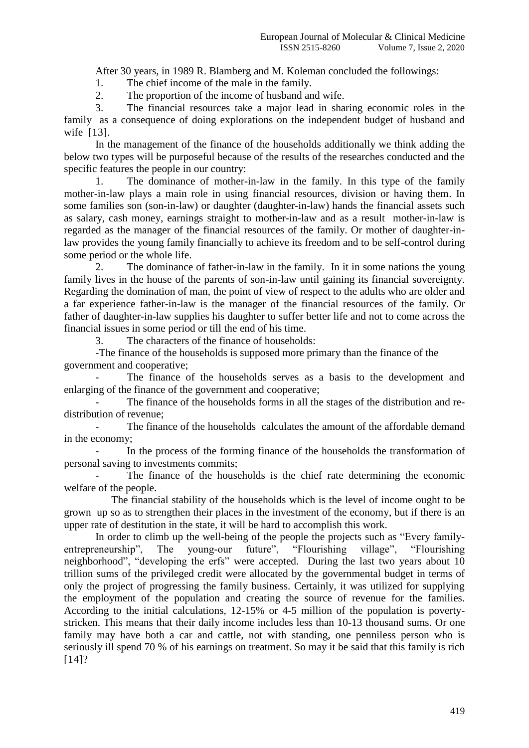After 30 years, in 1989 R. Blamberg and M. Koleman concluded the followings:

1. The chief income of the male in the family.
2. The proportion of the income of husband and wife.
3. The financial resources take a major lead in sharing economic roles in the family as a consequence of doing explorations on the independent budget of husband and wife [13].

In the management of the finance of the households additionally we think adding the below two types will be purposeful because of the results of the researches conducted and the specific features the people in our country:

1. The dominance of mother-in-law in the family. In this type of the family mother-in-law plays a main role in using financial resources, division or having them. In some families son (son-in-law) or daughter (daughter-in-law) hands the financial assets such as salary, cash money, earnings straight to mother-in-law and as a result mother-in-law is regarded as the manager of the financial resources of the family. Or mother of daughter-in-law provides the young family financially to achieve its freedom and to be self-control during some period or the whole life.
2. The dominance of father-in-law in the family. In it in some nations the young family lives in the house of the parents of son-in-law until gaining its financial sovereignty. Regarding the domination of man, the point of view of respect to the adults who are older and a far experience father-in-law is the manager of the financial resources of the family. Or father of daughter-in-law supplies his daughter to suffer better life and not to come across the financial issues in some period or till the end of his time.
3. The characters of the finance of households:

- The finance of the households is supposed more primary than the finance of the government and cooperative;
- The finance of the households serves as a basis to the development and enlarging of the finance of the government and cooperative;
- The finance of the households forms in all the stages of the distribution and re-distribution of revenue;
- The finance of the households calculates the amount of the affordable demand in the economy;
- In the process of the forming finance of the households the transformation of personal saving to investments commits;
- The finance of the households is the chief rate determining the economic welfare of the people.

The financial stability of the households which is the level of income ought to be grown up so as to strengthen their places in the investment of the economy, but if there is an upper rate of destitution in the state, it will be hard to accomplish this work.

In order to climb up the well-being of the people the projects such as "Every family-entrepreneurship", The young-our future", "Flourishing village", "Flourishing neighborhood", "developing the erfs" were accepted. During the last two years about 10 trillion sums of the privileged credit were allocated by the governmental budget in terms of only the project of progressing the family business. Certainly, it was utilized for supplying the employment of the population and creating the source of revenue for the families. According to the initial calculations, 12-15% or 4-5 million of the population is poverty-stricken. This means that their daily income includes less than 10-13 thousand sums. Or one family may have both a car and cattle, not with standing, one penniless person who is seriously ill spend 70 % of his earnings on treatment. So may it be said that this family is rich [14]?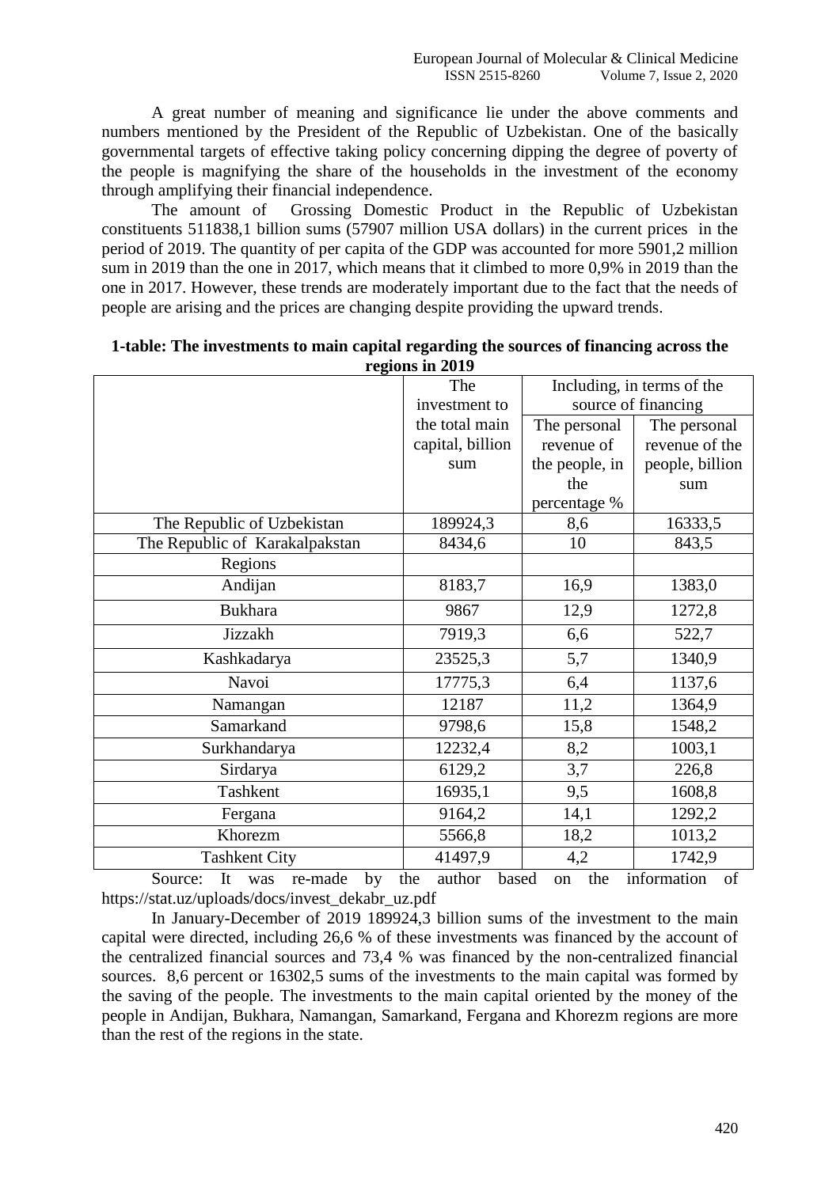A great number of meaning and significance lie under the above comments and numbers mentioned by the President of the Republic of Uzbekistan. One of the basically governmental targets of effective taking policy concerning dipping the degree of poverty of the people is magnifying the share of the households in the investment of the economy through amplifying their financial independence.

The amount of Grossing Domestic Product in the Republic of Uzbekistan constituents 511838,1 billion sums (57907 million USA dollars) in the current prices in the period of 2019. The quantity of per capita of the GDP was accounted for more 5901,2 million sum in 2019 than the one in 2017, which means that it climbed to more 0,9% in 2019 than the one in 2017. However, these trends are moderately important due to the fact that the needs of people are arising and the prices are changing despite providing the upward trends.

**1-table: The investments to main capital regarding the sources of financing across the regions in 2019**

| | The investment to the total main capital, billion sum | Including, in terms of the source of financing | |
|---|---|---|---|
| | | The personal revenue of the people, in the percentage % | The personal revenue of the people, billion sum |
| The Republic of Uzbekistan | 189924,3 | 8,6 | 16333,5 |
| The Republic of Karakalpakstan | 8434,6 | 10 | 843,5 |
| Regions | | | |
| Andijan | 8183,7 | 16,9 | 1383,0 |
| Bukhara | 9867 | 12,9 | 1272,8 |
| Jizzakh | 7919,3 | 6,6 | 522,7 |
| Kashkadarya | 23525,3 | 5,7 | 1340,9 |
| Navoi | 17775,3 | 6,4 | 1137,6 |
| Namangan | 12187 | 11,2 | 1364,9 |
| Samarkand | 9798,6 | 15,8 | 1548,2 |
| Surkhandarya | 12232,4 | 8,2 | 1003,1 |
| Sirdarya | 6129,2 | 3,7 | 226,8 |
| Tashkent | 16935,1 | 9,5 | 1608,8 |
| Fergana | 9164,2 | 14,1 | 1292,2 |
| Khorezm | 5566,8 | 18,2 | 1013,2 |
| Tashkent City | 41497,9 | 4,2 | 1742,9 |

Source: It was re-made by the author based on the information of https://stat.uz/uploads/docs/invest_dekabr_uz.pdf

In January-December of 2019 189924,3 billion sums of the investment to the main capital were directed, including 26,6 % of these investments was financed by the account of the centralized financial sources and 73,4 % was financed by the non-centralized financial sources. 8,6 percent or 16302,5 sums of the investments to the main capital was formed by the saving of the people. The investments to the main capital oriented by the money of the people in Andijan, Bukhara, Namangan, Samarkand, Fergana and Khorezm regions are more than the rest of the regions in the state.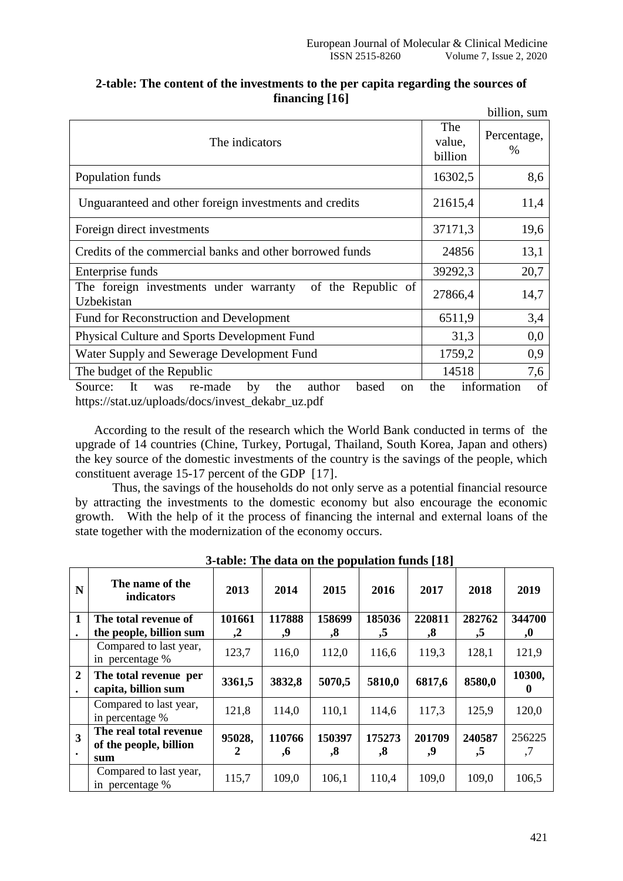**2-table: The content of the investments to the per capita regarding the sources of financing [16]**

billion, sum

| The indicators | The value, billion | Percentage, % |
|---|---|---|
| Population funds | 16302,5 | 8,6 |
| Unguaranteed and other foreign investments and credits | 21615,4 | 11,4 |
| Foreign direct investments | 37171,3 | 19,6 |
| Credits of the commercial banks and other borrowed funds | 24856 | 13,1 |
| Enterprise funds | 39292,3 | 20,7 |
| The foreign investments under warranty of the Republic of Uzbekistan | 27866,4 | 14,7 |
| Fund for Reconstruction and Development | 6511,9 | 3,4 |
| Physical Culture and Sports Development Fund | 31,3 | 0,0 |
| Water Supply and Sewerage Development Fund | 1759,2 | 0,9 |
| The budget of the Republic | 14518 | 7,6 |

Source: It was re-made by the author based on the information of https://stat.uz/uploads/docs/invest_dekabr_uz.pdf

According to the result of the research which the World Bank conducted in terms of the upgrade of 14 countries (Chine, Turkey, Portugal, Thailand, South Korea, Japan and others) the key source of the domestic investments of the country is the savings of the people, which constituent average 15-17 percent of the GDP [17].

Thus, the savings of the households do not only serve as a potential financial resource by attracting the investments to the domestic economy but also encourage the economic growth. With the help of it the process of financing the internal and external loans of the state together with the modernization of the economy occurs.

**3-table: The data on the population funds [18]**

| N | The name of the indicators | 2013 | 2014 | 2015 | 2016 | 2017 | 2018 | 2019 |
|---|---|---|---|---|---|---|---|---|
| **1.** | **The total revenue of the people, billion sum** | **101661,2** | **117888,9** | **158699,8** | **185036,5** | **220811,8** | **282762,5** | **344700,0** |
| | Compared to last year, in percentage % | 123,7 | 116,0 | 112,0 | 116,6 | 119,3 | 128,1 | 121,9 |
| **2.** | **The total revenue per capita, billion sum** | **3361,5** | **3832,8** | **5070,5** | **5810,0** | **6817,6** | **8580,0** | **10300,0** |
| | Compared to last year, in percentage % | 121,8 | 114,0 | 110,1 | 114,6 | 117,3 | 125,9 | 120,0 |
| **3.** | **The real total revenue of the people, billion sum** | **95028,2** | **110766,6** | **150397,8** | **175273,8** | **201709,9** | **240587,5** | 256225,7 |
| | Compared to last year, in percentage % | 115,7 | 109,0 | 106,1 | 110,4 | 109,0 | 109,0 | 106,5 |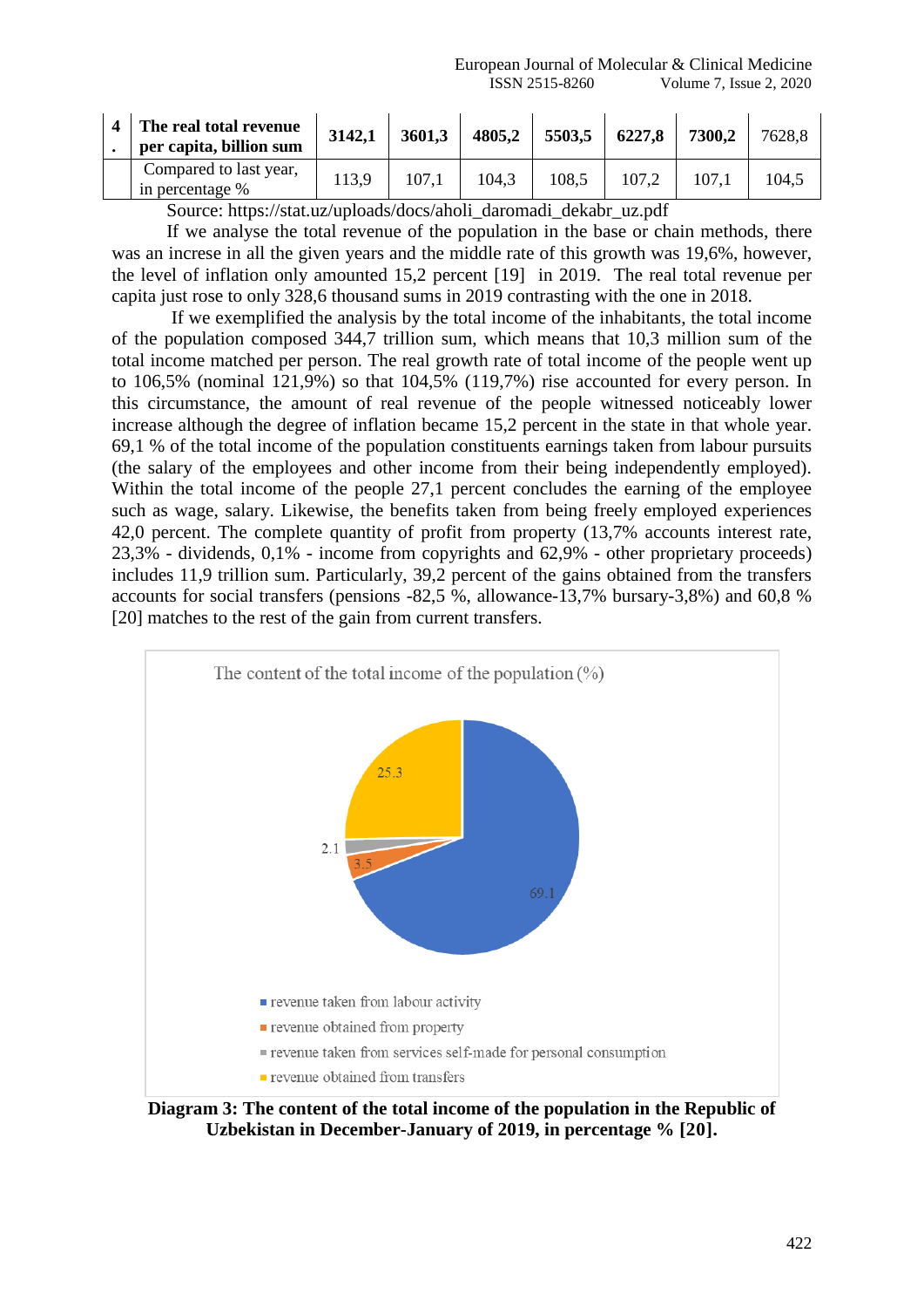| 4. | **The real total revenue per capita, billion sum** | **3142,1** | **3601,3** | **4805,2** | **5503,5** | **6227,8** | **7300,2** | 7628,8 |
|---|---|---|---|---|---|---|---|---|
| | Compared to last year, in percentage % | 113,9 | 107,1 | 104,3 | 108,5 | 107,2 | 107,1 | 104,5 |

Source: https://stat.uz/uploads/docs/aholi_daromadi_dekabr_uz.pdf

If we analyse the total revenue of the population in the base or chain methods, there was an increse in all the given years and the middle rate of this growth was 19,6%, however, the level of inflation only amounted 15,2 percent [19] in 2019. The real total revenue per capita just rose to only 328,6 thousand sums in 2019 contrasting with the one in 2018.

If we exemplified the analysis by the total income of the inhabitants, the total income of the population composed 344,7 trillion sum, which means that 10,3 million sum of the total income matched per person. The real growth rate of total income of the people went up to 106,5% (nominal 121,9%) so that 104,5% (119,7%) rise accounted for every person. In this circumstance, the amount of real revenue of the people witnessed noticeably lower increase although the degree of inflation became 15,2 percent in the state in that whole year. 69,1 % of the total income of the population constituents earnings taken from labour pursuits (the salary of the employees and other income from their being independently employed). Within the total income of the people 27,1 percent concludes the earning of the employee such as wage, salary. Likewise, the benefits taken from being freely employed experiences 42,0 percent. The complete quantity of profit from property (13,7% accounts interest rate, 23,3% - dividends, 0,1% - income from copyrights and 62,9% - other proprietary proceeds) includes 11,9 trillion sum. Particularly, 39,2 percent of the gains obtained from the transfers accounts for social transfers (pensions -82,5 %, allowance-13,7% bursary-3,8%) and 60,8 % [20] matches to the rest of the gain from current transfers.

The content of the total income of the population (%)

- revenue taken from labour activity: 69.1
- revenue obtained from property: 3.5
- revenue taken from services self-made for personal consumption: 2.1
- revenue obtained from transfers: 25.3

**Diagram 3: The content of the total income of the population in the Republic of Uzbekistan in December-January of 2019, in percentage % [20].**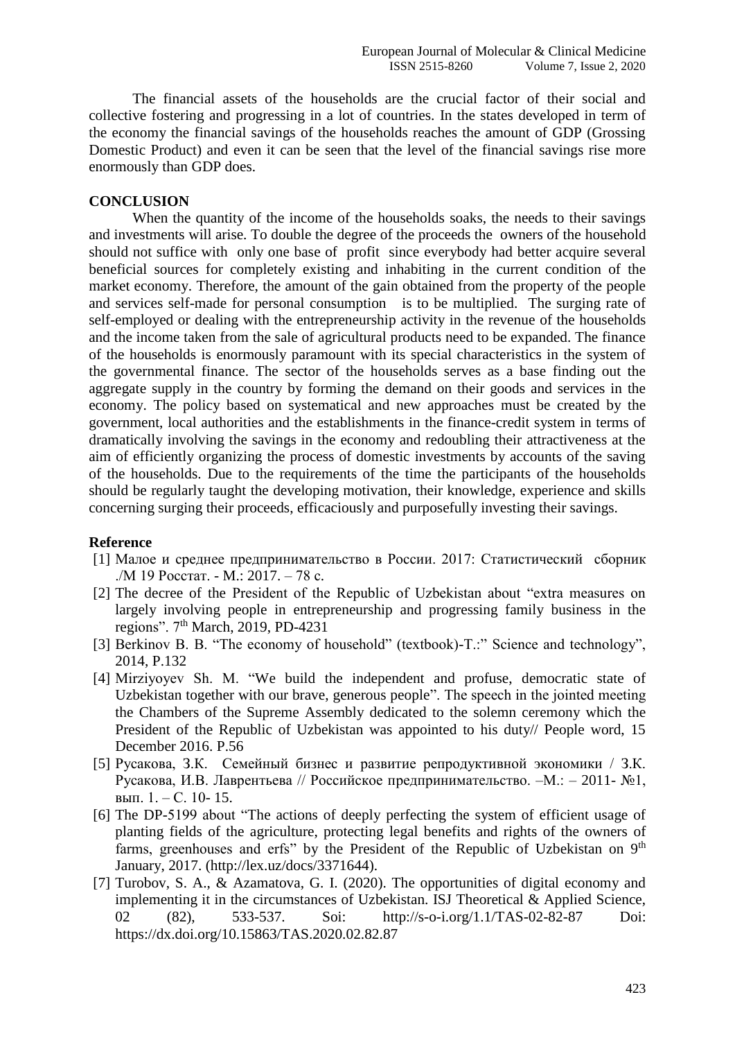The financial assets of the households are the crucial factor of their social and collective fostering and progressing in a lot of countries. In the states developed in term of the economy the financial savings of the households reaches the amount of GDP (Grossing Domestic Product) and even it can be seen that the level of the financial savings rise more enormously than GDP does.

## CONCLUSION

When the quantity of the income of the households soaks, the needs to their savings and investments will arise. To double the degree of the proceeds the owners of the household should not suffice with only one base of profit since everybody had better acquire several beneficial sources for completely existing and inhabiting in the current condition of the market economy. Therefore, the amount of the gain obtained from the property of the people and services self-made for personal consumption is to be multiplied. The surging rate of self-employed or dealing with the entrepreneurship activity in the revenue of the households and the income taken from the sale of agricultural products need to be expanded. The finance of the households is enormously paramount with its special characteristics in the system of the governmental finance. The sector of the households serves as a base finding out the aggregate supply in the country by forming the demand on their goods and services in the economy. The policy based on systematical and new approaches must be created by the government, local authorities and the establishments in the finance-credit system in terms of dramatically involving the savings in the economy and redoubling their attractiveness at the aim of efficiently organizing the process of domestic investments by accounts of the saving of the households. Due to the requirements of the time the participants of the households should be regularly taught the developing motivation, their knowledge, experience and skills concerning surging their proceeds, efficaciously and purposefully investing their savings.

## Reference

[1] Малое и среднее предпринимательство в России. 2017: Статистический сборник ./М 19 Росстат. - М.: 2017. – 78 с.

[2] The decree of the President of the Republic of Uzbekistan about "extra measures on largely involving people in entrepreneurship and progressing family business in the regions". 7th March, 2019, PD-4231

[3] Berkinov B. B. "The economy of household" (textbook)-T.:" Science and technology", 2014, P.132

[4] Mirziyoyev Sh. M. "We build the independent and profuse, democratic state of Uzbekistan together with our brave, generous people". The speech in the jointed meeting the Chambers of the Supreme Assembly dedicated to the solemn ceremony which the President of the Republic of Uzbekistan was appointed to his duty// People word, 15 December 2016. P.56

[5] Русакова, З.К. Семейный бизнес и развитие репродуктивной экономики / З.К. Русакова, И.В. Лаврентьева // Российское предпринимательство. –М.: – 2011- №1, вып. 1. – С. 10- 15.

[6] The DP-5199 about "The actions of deeply perfecting the system of efficient usage of planting fields of the agriculture, protecting legal benefits and rights of the owners of farms, greenhouses and erfs" by the President of the Republic of Uzbekistan on 9th January, 2017. (http://lex.uz/docs/3371644).

[7] Turobov, S. A., & Azamatova, G. I. (2020). The opportunities of digital economy and implementing it in the circumstances of Uzbekistan. ISJ Theoretical & Applied Science, 02 (82), 533-537. Soi: http://s-o-i.org/1.1/TAS-02-82-87 Doi: https://dx.doi.org/10.15863/TAS.2020.02.82.87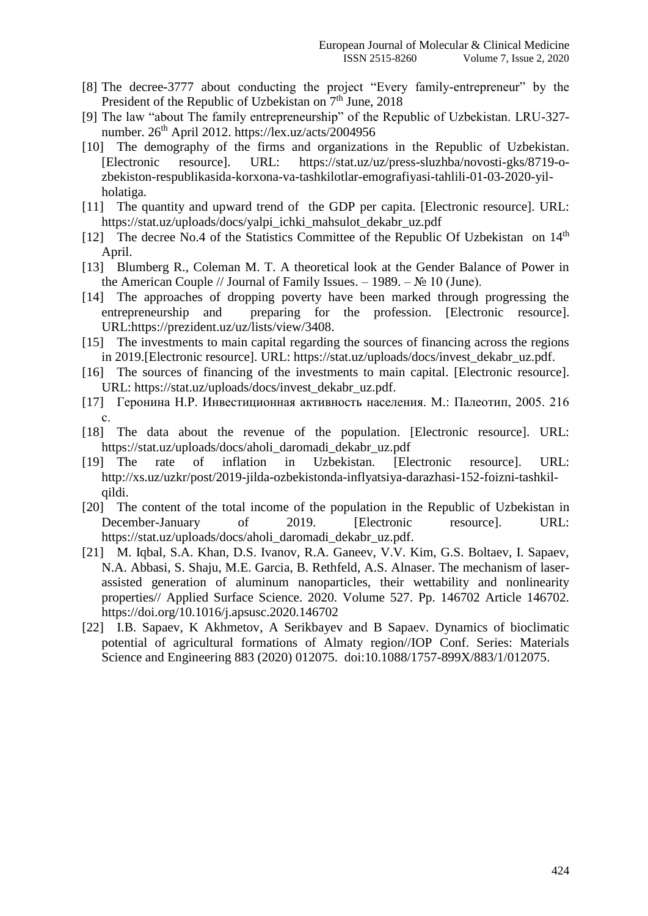[8] The decree-3777 about conducting the project “Every family-entrepreneur” by the President of the Republic of Uzbekistan on 7th June, 2018

[9] The law “about The family entrepreneurship” of the Republic of Uzbekistan. LRU-327-number. 26th April 2012. https://lex.uz/acts/2004956

[10] The demography of the firms and organizations in the Republic of Uzbekistan. [Electronic resource]. URL: https://stat.uz/uz/press-sluzhba/novosti-gks/8719-o-zbekiston-respublikasida-korxona-va-tashkilotlar-emografiyasi-tahlili-01-03-2020-yil-holatiga.

[11] The quantity and upward trend of the GDP per capita. [Electronic resource]. URL: https://stat.uz/uploads/docs/yalpi_ichki_mahsulot_dekabr_uz.pdf

[12] The decree No.4 of the Statistics Committee of the Republic Of Uzbekistan on 14th April.

[13] Blumberg R., Coleman M. T. A theoretical look at the Gender Balance of Power in the American Couple // Journal of Family Issues. – 1989. – № 10 (June).

[14] The approaches of dropping poverty have been marked through progressing the entrepreneurship and preparing for the profession. [Electronic resource]. URL:https://prezident.uz/uz/lists/view/3408.

[15] The investments to main capital regarding the sources of financing across the regions in 2019.[Electronic resource]. URL: https://stat.uz/uploads/docs/invest_dekabr_uz.pdf.

[16] The sources of financing of the investments to main capital. [Electronic resource]. URL: https://stat.uz/uploads/docs/invest_dekabr_uz.pdf.

[17] Геронина Н.Р. Инвестиционная активность населения. М.: Палеотип, 2005. 216 с.

[18] The data about the revenue of the population. [Electronic resource]. URL: https://stat.uz/uploads/docs/aholi_daromadi_dekabr_uz.pdf

[19] The rate of inflation in Uzbekistan. [Electronic resource]. URL: http://xs.uz/uzkr/post/2019-jilda-ozbekistonda-inflyatsiya-darazhasi-152-foizni-tashkil-qildi.

[20] The content of the total income of the population in the Republic of Uzbekistan in December-January of 2019. [Electronic resource]. URL: https://stat.uz/uploads/docs/aholi_daromadi_dekabr_uz.pdf.

[21] M. Iqbal, S.A. Khan, D.S. Ivanov, R.A. Ganeev, V.V. Kim, G.S. Boltaev, I. Sapaev, N.A. Abbasi, S. Shaju, M.E. Garcia, B. Rethfeld, A.S. Alnaser. The mechanism of laser-assisted generation of aluminum nanoparticles, their wettability and nonlinearity properties// Applied Surface Science. 2020. Volume 527. Pp. 146702 Article 146702. https://doi.org/10.1016/j.apsusc.2020.146702

[22] I.B. Sapaev, K Akhmetov, A Serikbayev and B Sapaev. Dynamics of bioclimatic potential of agricultural formations of Almaty region//IOP Conf. Series: Materials Science and Engineering 883 (2020) 012075. doi:10.1088/1757-899X/883/1/012075.